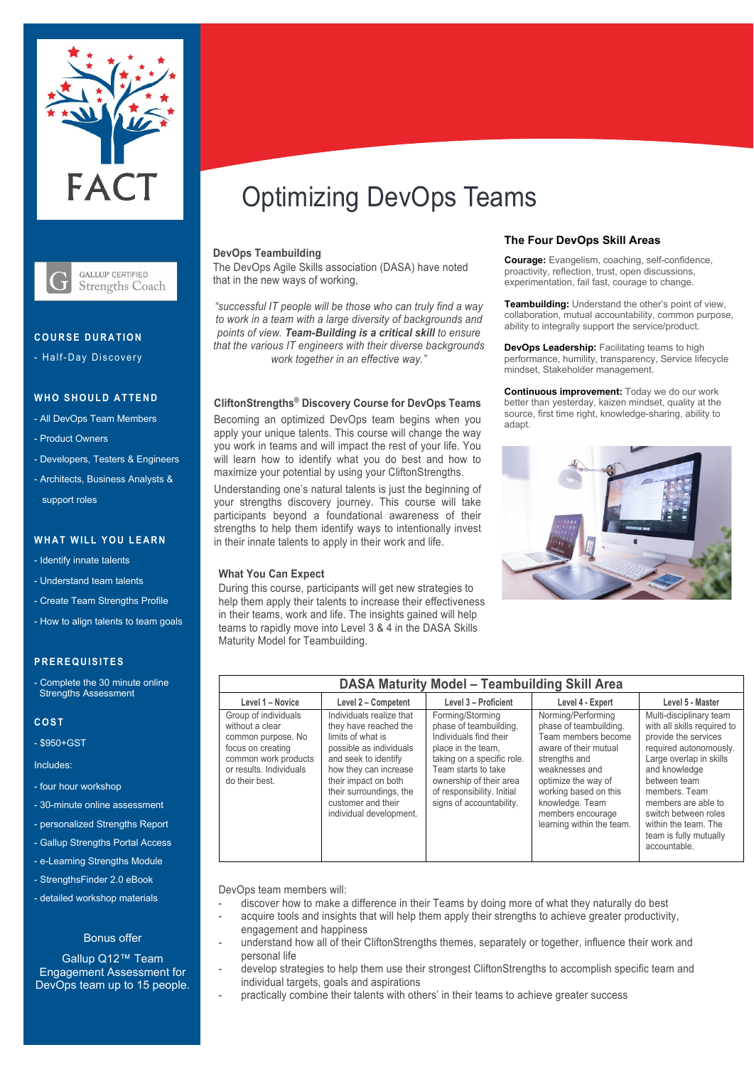FACT

GALLUP CERTIFIED Strengths Coach

### COURSE DURATION

- Half-Day Discovery

### WHO SHOULD ATTEND

- All DevOps Team Members
- Product Owners
- Developers, Testers & Engineers
- Architects, Business Analysts & support roles

### WHAT WILL YOU LEARN

- Identify innate talents
- Understand team talents
- Create Team Strengths Profile
- How to align talents to team goals

### PREREQUISITES

- Complete the 30 minute online Strengths Assessment

### COST

- $950+GST

Includes:

- four hour workshop
- 30-minute online assessment
- personalized Strengths Report
- Gallup Strengths Portal Access
- e-Learning Strengths Module
- StrengthsFinder 2.0 eBook
- detailed workshop materials

Bonus offer

Gallup Q12™ Team Engagement Assessment for DevOps team up to 15 people.

# Optimizing DevOps Teams

## DevOps Teambuilding

The DevOps Agile Skills association (DASA) have noted that in the new ways of working,

*"successful IT people will be those who can truly find a way to work in a team with a large diversity of backgrounds and points of view.* ***Team-Building is a critical skill*** *to ensure that the various IT engineers with their diverse backgrounds work together in an effective way."*

## CliftonStrengths® Discovery Course for DevOps Teams

Becoming an optimized DevOps team begins when you apply your unique talents. This course will change the way you work in teams and will impact the rest of your life. You will learn how to identify what you do best and how to maximize your potential by using your CliftonStrengths.

Understanding one's natural talents is just the beginning of your strengths discovery journey. This course will take participants beyond a foundational awareness of their strengths to help them identify ways to intentionally invest in their innate talents to apply in their work and life.

## What You Can Expect

During this course, participants will get new strategies to help them apply their talents to increase their effectiveness in their teams, work and life. The insights gained will help teams to rapidly move into Level 3 & 4 in the DASA Skills Maturity Model for Teambuilding.

## The Four DevOps Skill Areas

**Courage:** Evangelism, coaching, self-confidence, proactivity, reflection, trust, open discussions, experimentation, fail fast, courage to change.

**Teambuilding:** Understand the other's point of view, collaboration, mutual accountability, common purpose, ability to integrally support the service/product.

**DevOps Leadership:** Facilitating teams to high performance, humility, transparency, Service lifecycle mindset, Stakeholder management.

**Continuous improvement:** Today we do our work better than yesterday, kaizen mindset, quality at the source, first time right, knowledge-sharing, ability to adapt.

## DASA Maturity Model – Teambuilding Skill Area

| Level 1 – Novice | Level 2 – Competent | Level 3 – Proficient | Level 4 - Expert | Level 5 - Master |
|---|---|---|---|---|
| Group of individuals without a clear common purpose. No focus on creating common work products or results. Individuals do their best. | Individuals realize that they have reached the limits of what is possible as individuals and seek to identify how they can increase their impact on both their surroundings, the customer and their individual development. | Forming/Storming phase of teambuilding. Individuals find their place in the team, taking on a specific role. Team starts to take ownership of their area of responsibility. Initial signs of accountability. | Norming/Performing phase of teambuilding. Team members become aware of their mutual strengths and weaknesses and optimize the way of working based on this knowledge. Team members encourage learning within the team. | Multi-disciplinary team with all skills required to provide the services required autonomously. Large overlap in skills and knowledge between team members. Team members are able to switch between roles within the team. The team is fully mutually accountable. |

DevOps team members will:

- discover how to make a difference in their Teams by doing more of what they naturally do best
- acquire tools and insights that will help them apply their strengths to achieve greater productivity, engagement and happiness
- understand how all of their CliftonStrengths themes, separately or together, influence their work and personal life
- develop strategies to help them use their strongest CliftonStrengths to accomplish specific team and individual targets, goals and aspirations
- practically combine their talents with others' in their teams to achieve greater success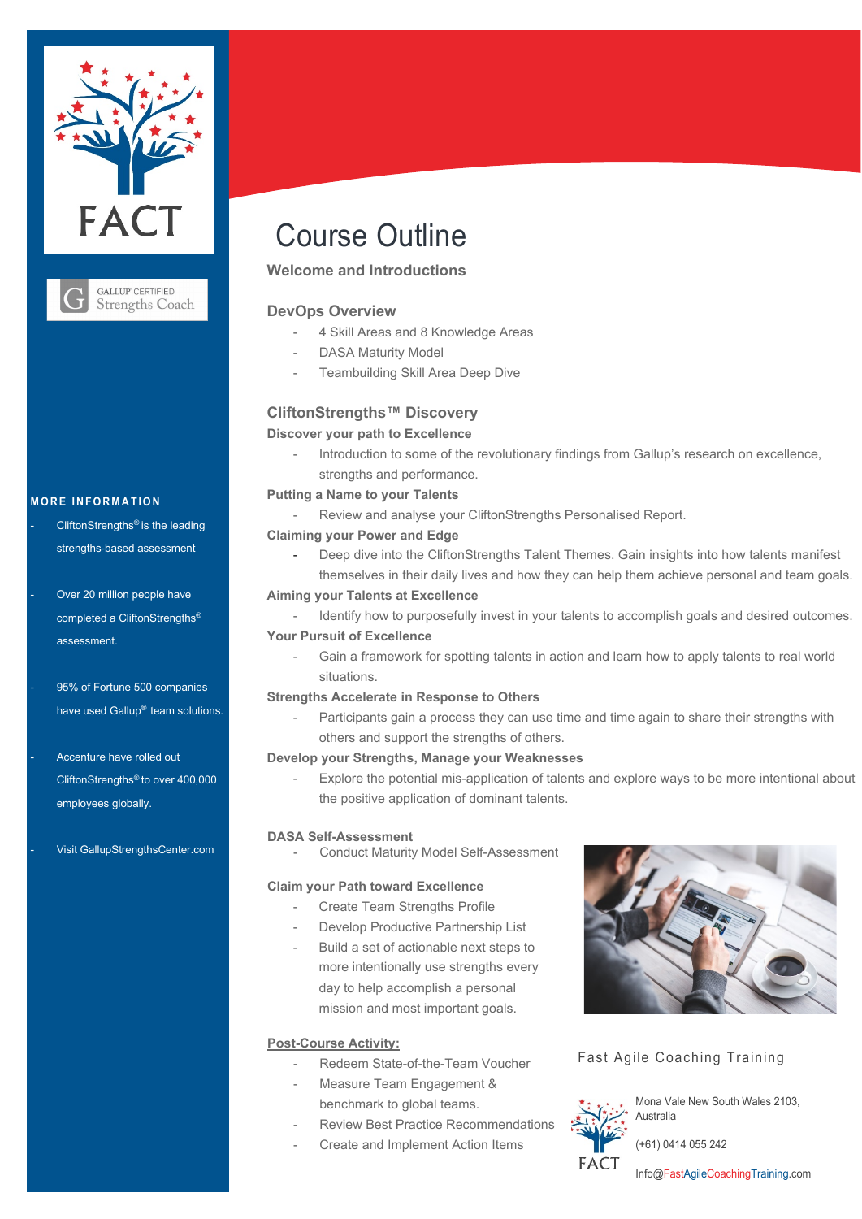FACT

GALLUP CERTIFIED Strengths Coach

# Course Outline

## Welcome and Introductions

## DevOps Overview

- 4 Skill Areas and 8 Knowledge Areas
- DASA Maturity Model
- Teambuilding Skill Area Deep Dive

## CliftonStrengths™ Discovery

**Discover your path to Excellence**

- Introduction to some of the revolutionary findings from Gallup's research on excellence, strengths and performance.

**Putting a Name to your Talents**

- Review and analyse your CliftonStrengths Personalised Report.

**Claiming your Power and Edge**

- Deep dive into the CliftonStrengths Talent Themes. Gain insights into how talents manifest themselves in their daily lives and how they can help them achieve personal and team goals.

**Aiming your Talents at Excellence**

- Identify how to purposefully invest in your talents to accomplish goals and desired outcomes.

**Your Pursuit of Excellence**

- Gain a framework for spotting talents in action and learn how to apply talents to real world situations.

**Strengths Accelerate in Response to Others**

- Participants gain a process they can use time and time again to share their strengths with others and support the strengths of others.

**Develop your Strengths, Manage your Weaknesses**

- Explore the potential mis-application of talents and explore ways to be more intentional about the positive application of dominant talents.

**DASA Self-Assessment**

- Conduct Maturity Model Self-Assessment

**Claim your Path toward Excellence**

- Create Team Strengths Profile
- Develop Productive Partnership List
- Build a set of actionable next steps to more intentionally use strengths every day to help accomplish a personal mission and most important goals.

**<u>Post-Course Activity:</u>**

- Redeem State-of-the-Team Voucher
- Measure Team Engagement & benchmark to global teams.
- Review Best Practice Recommendations
- Create and Implement Action Items

### MORE INFORMATION

- CliftonStrengths® is the leading strengths-based assessment
- Over 20 million people have completed a CliftonStrengths® assessment.
- 95% of Fortune 500 companies have used Gallup® team solutions.
- Accenture have rolled out CliftonStrengths® to over 400,000 employees globally.
- Visit GallupStrengthsCenter.com

Fast Agile Coaching Training

FACT

Mona Vale New South Wales 2103, Australia

(+61) 0414 055 242

Info@FastAgileCoachingTraining.com